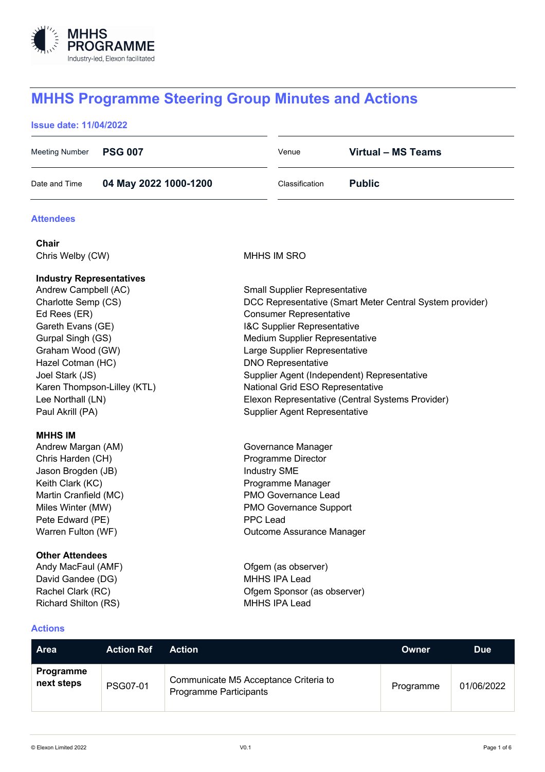MHHS PROGRAMME
Industry-led, Elexon facilitated

# MHHS Programme Steering Group Minutes and Actions

**Issue date: 11/04/2022**

| | | | |
|---|---|---|---|
| Meeting Number | **PSG 007** | Venue | **Virtual – MS Teams** |
| Date and Time | **04 May 2022 1000-1200** | Classification | **Public** |

## Attendees

**Chair**

| | |
|---|---|
| Chris Welby (CW) | MHHS IM SRO |

**Industry Representatives**

| | |
|---|---|
| Andrew Campbell (AC) | Small Supplier Representative |
| Charlotte Semp (CS) | DCC Representative (Smart Meter Central System provider) |
| Ed Rees (ER) | Consumer Representative |
| Gareth Evans (GE) | I&C Supplier Representative |
| Gurpal Singh (GS) | Medium Supplier Representative |
| Graham Wood (GW) | Large Supplier Representative |
| Hazel Cotman (HC) | DNO Representative |
| Joel Stark (JS) | Supplier Agent (Independent) Representative |
| Karen Thompson-Lilley (KTL) | National Grid ESO Representative |
| Lee Northall (LN) | Elexon Representative (Central Systems Provider) |
| Paul Akrill (PA) | Supplier Agent Representative |

**MHHS IM**

| | |
|---|---|
| Andrew Margan (AM) | Governance Manager |
| Chris Harden (CH) | Programme Director |
| Jason Brogden (JB) | Industry SME |
| Keith Clark (KC) | Programme Manager |
| Martin Cranfield (MC) | PMO Governance Lead |
| Miles Winter (MW) | PMO Governance Support |
| Pete Edward (PE) | PPC Lead |
| Warren Fulton (WF) | Outcome Assurance Manager |

**Other Attendees**

| | |
|---|---|
| Andy MacFaul (AMF) | Ofgem (as observer) |
| David Gandee (DG) | MHHS IPA Lead |
| Rachel Clark (RC) | Ofgem Sponsor (as observer) |
| Richard Shilton (RS) | MHHS IPA Lead |

## Actions

| Area | Action Ref | Action | Owner | Due |
|---|---|---|---|---|
| **Programme next steps** | PSG07-01 | Communicate M5 Acceptance Criteria to Programme Participants | Programme | 01/06/2022 |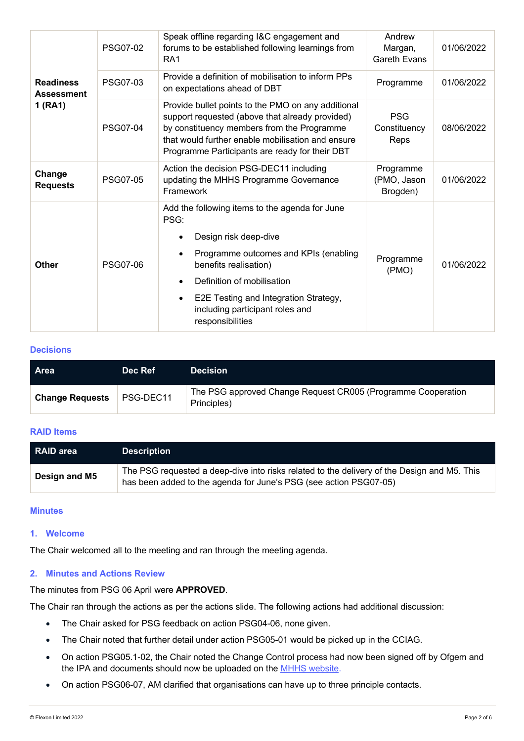| | | | | |
|---|---|---|---|---|
| **Readiness Assessment 1 (RA1)** | PSG07-02 | Speak offline regarding I&C engagement and forums to be established following learnings from RA1 | Andrew Margan, Gareth Evans | 01/06/2022 |
| | PSG07-03 | Provide a definition of mobilisation to inform PPs on expectations ahead of DBT | Programme | 01/06/2022 |
| | PSG07-04 | Provide bullet points to the PMO on any additional support requested (above that already provided) by constituency members from the Programme that would further enable mobilisation and ensure Programme Participants are ready for their DBT | PSG Constituency Reps | 08/06/2022 |
| **Change Requests** | PSG07-05 | Action the decision PSG-DEC11 including updating the MHHS Programme Governance Framework | Programme (PMO, Jason Brogden) | 01/06/2022 |
| **Other** | PSG07-06 | Add the following items to the agenda for June PSG:<br>• Design risk deep-dive<br>• Programme outcomes and KPIs (enabling benefits realisation)<br>• Definition of mobilisation<br>• E2E Testing and Integration Strategy, including participant roles and responsibilities | Programme (PMO) | 01/06/2022 |

### Decisions

| Area | Dec Ref | Decision |
|---|---|---|
| **Change Requests** | PSG-DEC11 | The PSG approved Change Request CR005 (Programme Cooperation Principles) |

### RAID Items

| RAID area | Description |
|---|---|
| **Design and M5** | The PSG requested a deep-dive into risks related to the delivery of the Design and M5. This has been added to the agenda for June's PSG (see action PSG07-05) |

### Minutes

#### 1. Welcome

The Chair welcomed all to the meeting and ran through the meeting agenda.

#### 2. Minutes and Actions Review

The minutes from PSG 06 April were **APPROVED**.

The Chair ran through the actions as per the actions slide. The following actions had additional discussion:

- The Chair asked for PSG feedback on action PSG04-06, none given.
- The Chair noted that further detail under action PSG05-01 would be picked up in the CCIAG.
- On action PSG05.1-02, the Chair noted the Change Control process had now been signed off by Ofgem and the IPA and documents should now be uploaded on the MHHS website.
- On action PSG06-07, AM clarified that organisations can have up to three principle contacts.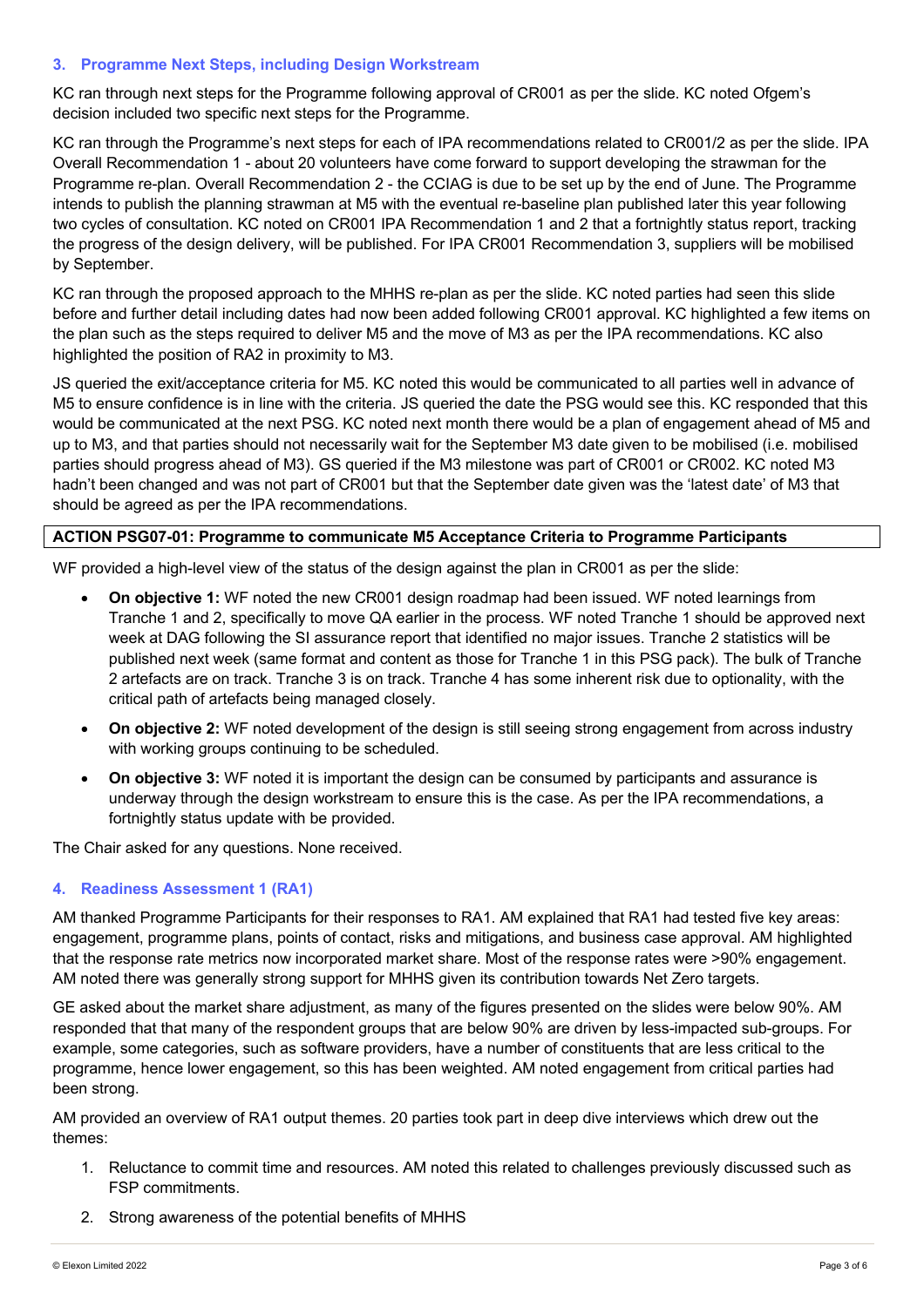## 3. Programme Next Steps, including Design Workstream

KC ran through next steps for the Programme following approval of CR001 as per the slide. KC noted Ofgem's decision included two specific next steps for the Programme.

KC ran through the Programme's next steps for each of IPA recommendations related to CR001/2 as per the slide. IPA Overall Recommendation 1 - about 20 volunteers have come forward to support developing the strawman for the Programme re-plan. Overall Recommendation 2 - the CCIAG is due to be set up by the end of June. The Programme intends to publish the planning strawman at M5 with the eventual re-baseline plan published later this year following two cycles of consultation. KC noted on CR001 IPA Recommendation 1 and 2 that a fortnightly status report, tracking the progress of the design delivery, will be published. For IPA CR001 Recommendation 3, suppliers will be mobilised by September.

KC ran through the proposed approach to the MHHS re-plan as per the slide. KC noted parties had seen this slide before and further detail including dates had now been added following CR001 approval. KC highlighted a few items on the plan such as the steps required to deliver M5 and the move of M3 as per the IPA recommendations. KC also highlighted the position of RA2 in proximity to M3.

JS queried the exit/acceptance criteria for M5. KC noted this would be communicated to all parties well in advance of M5 to ensure confidence is in line with the criteria. JS queried the date the PSG would see this. KC responded that this would be communicated at the next PSG. KC noted next month there would be a plan of engagement ahead of M5 and up to M3, and that parties should not necessarily wait for the September M3 date given to be mobilised (i.e. mobilised parties should progress ahead of M3). GS queried if the M3 milestone was part of CR001 or CR002. KC noted M3 hadn't been changed and was not part of CR001 but that the September date given was the 'latest date' of M3 that should be agreed as per the IPA recommendations.

| **ACTION PSG07-01: Programme to communicate M5 Acceptance Criteria to Programme Participants** |
|---|

WF provided a high-level view of the status of the design against the plan in CR001 as per the slide:

- **On objective 1:** WF noted the new CR001 design roadmap had been issued. WF noted learnings from Tranche 1 and 2, specifically to move QA earlier in the process. WF noted Tranche 1 should be approved next week at DAG following the SI assurance report that identified no major issues. Tranche 2 statistics will be published next week (same format and content as those for Tranche 1 in this PSG pack). The bulk of Tranche 2 artefacts are on track. Tranche 3 is on track. Tranche 4 has some inherent risk due to optionality, with the critical path of artefacts being managed closely.
- **On objective 2:** WF noted development of the design is still seeing strong engagement from across industry with working groups continuing to be scheduled.
- **On objective 3:** WF noted it is important the design can be consumed by participants and assurance is underway through the design workstream to ensure this is the case. As per the IPA recommendations, a fortnightly status update with be provided.

The Chair asked for any questions. None received.

## 4. Readiness Assessment 1 (RA1)

AM thanked Programme Participants for their responses to RA1. AM explained that RA1 had tested five key areas: engagement, programme plans, points of contact, risks and mitigations, and business case approval. AM highlighted that the response rate metrics now incorporated market share. Most of the response rates were >90% engagement. AM noted there was generally strong support for MHHS given its contribution towards Net Zero targets.

GE asked about the market share adjustment, as many of the figures presented on the slides were below 90%. AM responded that that many of the respondent groups that are below 90% are driven by less-impacted sub-groups. For example, some categories, such as software providers, have a number of constituents that are less critical to the programme, hence lower engagement, so this has been weighted. AM noted engagement from critical parties had been strong.

AM provided an overview of RA1 output themes. 20 parties took part in deep dive interviews which drew out the themes:

1. Reluctance to commit time and resources. AM noted this related to challenges previously discussed such as FSP commitments.
2. Strong awareness of the potential benefits of MHHS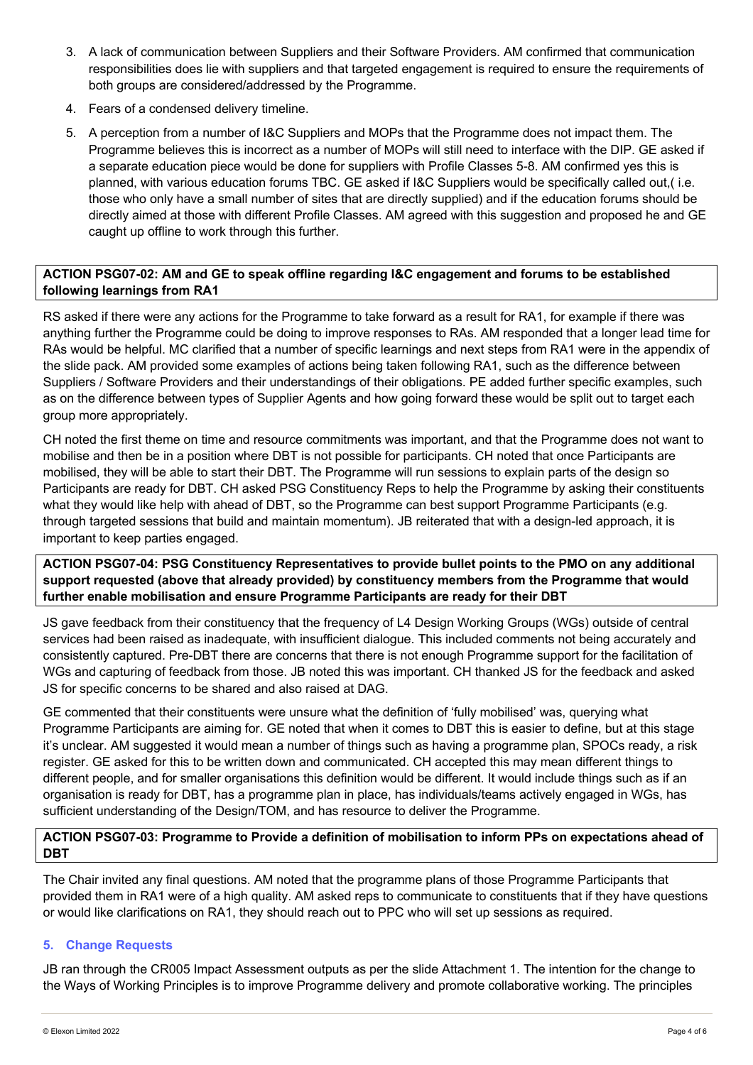3. A lack of communication between Suppliers and their Software Providers. AM confirmed that communication responsibilities does lie with suppliers and that targeted engagement is required to ensure the requirements of both groups are considered/addressed by the Programme.
4. Fears of a condensed delivery timeline.
5. A perception from a number of I&C Suppliers and MOPs that the Programme does not impact them. The Programme believes this is incorrect as a number of MOPs will still need to interface with the DIP. GE asked if a separate education piece would be done for suppliers with Profile Classes 5-8. AM confirmed yes this is planned, with various education forums TBC. GE asked if I&C Suppliers would be specifically called out,( i.e. those who only have a small number of sites that are directly supplied) and if the education forums should be directly aimed at those with different Profile Classes. AM agreed with this suggestion and proposed he and GE caught up offline to work through this further.

**ACTION PSG07-02: AM and GE to speak offline regarding I&C engagement and forums to be established following learnings from RA1**

RS asked if there were any actions for the Programme to take forward as a result for RA1, for example if there was anything further the Programme could be doing to improve responses to RAs. AM responded that a longer lead time for RAs would be helpful. MC clarified that a number of specific learnings and next steps from RA1 were in the appendix of the slide pack. AM provided some examples of actions being taken following RA1, such as the difference between Suppliers / Software Providers and their understandings of their obligations. PE added further specific examples, such as on the difference between types of Supplier Agents and how going forward these would be split out to target each group more appropriately.

CH noted the first theme on time and resource commitments was important, and that the Programme does not want to mobilise and then be in a position where DBT is not possible for participants. CH noted that once Participants are mobilised, they will be able to start their DBT. The Programme will run sessions to explain parts of the design so Participants are ready for DBT. CH asked PSG Constituency Reps to help the Programme by asking their constituents what they would like help with ahead of DBT, so the Programme can best support Programme Participants (e.g. through targeted sessions that build and maintain momentum). JB reiterated that with a design-led approach, it is important to keep parties engaged.

**ACTION PSG07-04: PSG Constituency Representatives to provide bullet points to the PMO on any additional support requested (above that already provided) by constituency members from the Programme that would further enable mobilisation and ensure Programme Participants are ready for their DBT**

JS gave feedback from their constituency that the frequency of L4 Design Working Groups (WGs) outside of central services had been raised as inadequate, with insufficient dialogue. This included comments not being accurately and consistently captured. Pre-DBT there are concerns that there is not enough Programme support for the facilitation of WGs and capturing of feedback from those. JB noted this was important. CH thanked JS for the feedback and asked JS for specific concerns to be shared and also raised at DAG.

GE commented that their constituents were unsure what the definition of 'fully mobilised' was, querying what Programme Participants are aiming for. GE noted that when it comes to DBT this is easier to define, but at this stage it's unclear. AM suggested it would mean a number of things such as having a programme plan, SPOCs ready, a risk register. GE asked for this to be written down and communicated. CH accepted this may mean different things to different people, and for smaller organisations this definition would be different. It would include things such as if an organisation is ready for DBT, has a programme plan in place, has individuals/teams actively engaged in WGs, has sufficient understanding of the Design/TOM, and has resource to deliver the Programme.

**ACTION PSG07-03: Programme to Provide a definition of mobilisation to inform PPs on expectations ahead of DBT**

The Chair invited any final questions. AM noted that the programme plans of those Programme Participants that provided them in RA1 were of a high quality. AM asked reps to communicate to constituents that if they have questions or would like clarifications on RA1, they should reach out to PPC who will set up sessions as required.

## 5. Change Requests

JB ran through the CR005 Impact Assessment outputs as per the slide Attachment 1. The intention for the change to the Ways of Working Principles is to improve Programme delivery and promote collaborative working. The principles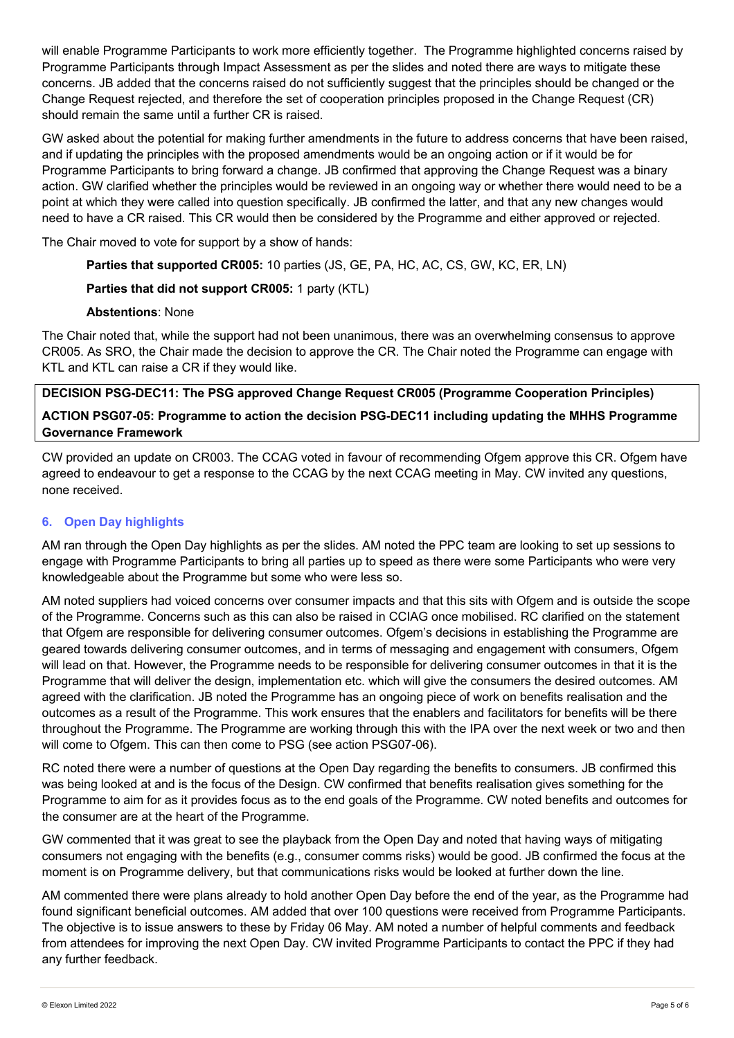will enable Programme Participants to work more efficiently together. The Programme highlighted concerns raised by Programme Participants through Impact Assessment as per the slides and noted there are ways to mitigate these concerns. JB added that the concerns raised do not sufficiently suggest that the principles should be changed or the Change Request rejected, and therefore the set of cooperation principles proposed in the Change Request (CR) should remain the same until a further CR is raised.

GW asked about the potential for making further amendments in the future to address concerns that have been raised, and if updating the principles with the proposed amendments would be an ongoing action or if it would be for Programme Participants to bring forward a change. JB confirmed that approving the Change Request was a binary action. GW clarified whether the principles would be reviewed in an ongoing way or whether there would need to be a point at which they were called into question specifically. JB confirmed the latter, and that any new changes would need to have a CR raised. This CR would then be considered by the Programme and either approved or rejected.

The Chair moved to vote for support by a show of hands:

**Parties that supported CR005:** 10 parties (JS, GE, PA, HC, AC, CS, GW, KC, ER, LN)

**Parties that did not support CR005:** 1 party (KTL)

**Abstentions**: None

The Chair noted that, while the support had not been unanimous, there was an overwhelming consensus to approve CR005. As SRO, the Chair made the decision to approve the CR. The Chair noted the Programme can engage with KTL and KTL can raise a CR if they would like.

**DECISION PSG-DEC11: The PSG approved Change Request CR005 (Programme Cooperation Principles)**

**ACTION PSG07-05: Programme to action the decision PSG-DEC11 including updating the MHHS Programme Governance Framework**

CW provided an update on CR003. The CCAG voted in favour of recommending Ofgem approve this CR. Ofgem have agreed to endeavour to get a response to the CCAG by the next CCAG meeting in May. CW invited any questions, none received.

## 6. Open Day highlights

AM ran through the Open Day highlights as per the slides. AM noted the PPC team are looking to set up sessions to engage with Programme Participants to bring all parties up to speed as there were some Participants who were very knowledgeable about the Programme but some who were less so.

AM noted suppliers had voiced concerns over consumer impacts and that this sits with Ofgem and is outside the scope of the Programme. Concerns such as this can also be raised in CCIAG once mobilised. RC clarified on the statement that Ofgem are responsible for delivering consumer outcomes. Ofgem's decisions in establishing the Programme are geared towards delivering consumer outcomes, and in terms of messaging and engagement with consumers, Ofgem will lead on that. However, the Programme needs to be responsible for delivering consumer outcomes in that it is the Programme that will deliver the design, implementation etc. which will give the consumers the desired outcomes. AM agreed with the clarification. JB noted the Programme has an ongoing piece of work on benefits realisation and the outcomes as a result of the Programme. This work ensures that the enablers and facilitators for benefits will be there throughout the Programme. The Programme are working through this with the IPA over the next week or two and then will come to Ofgem. This can then come to PSG (see action PSG07-06).

RC noted there were a number of questions at the Open Day regarding the benefits to consumers. JB confirmed this was being looked at and is the focus of the Design. CW confirmed that benefits realisation gives something for the Programme to aim for as it provides focus as to the end goals of the Programme. CW noted benefits and outcomes for the consumer are at the heart of the Programme.

GW commented that it was great to see the playback from the Open Day and noted that having ways of mitigating consumers not engaging with the benefits (e.g., consumer comms risks) would be good. JB confirmed the focus at the moment is on Programme delivery, but that communications risks would be looked at further down the line.

AM commented there were plans already to hold another Open Day before the end of the year, as the Programme had found significant beneficial outcomes. AM added that over 100 questions were received from Programme Participants. The objective is to issue answers to these by Friday 06 May. AM noted a number of helpful comments and feedback from attendees for improving the next Open Day. CW invited Programme Participants to contact the PPC if they had any further feedback.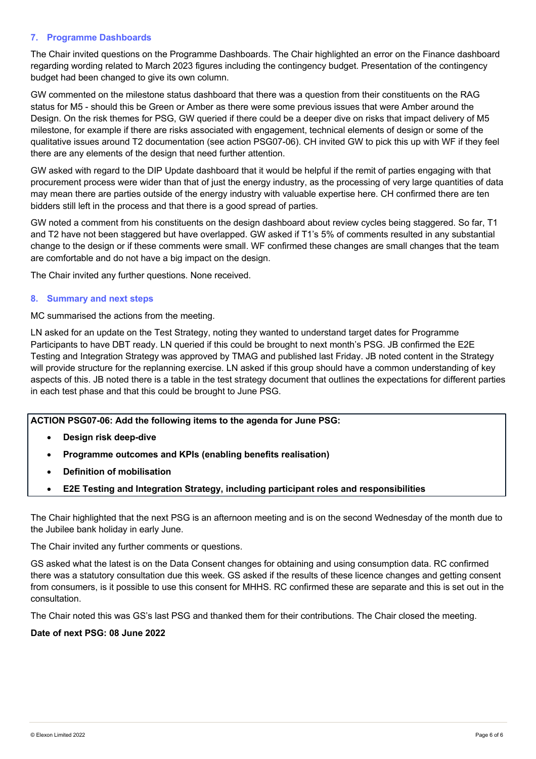## 7. Programme Dashboards

The Chair invited questions on the Programme Dashboards. The Chair highlighted an error on the Finance dashboard regarding wording related to March 2023 figures including the contingency budget. Presentation of the contingency budget had been changed to give its own column.

GW commented on the milestone status dashboard that there was a question from their constituents on the RAG status for M5 - should this be Green or Amber as there were some previous issues that were Amber around the Design. On the risk themes for PSG, GW queried if there could be a deeper dive on risks that impact delivery of M5 milestone, for example if there are risks associated with engagement, technical elements of design or some of the qualitative issues around T2 documentation (see action PSG07-06). CH invited GW to pick this up with WF if they feel there are any elements of the design that need further attention.

GW asked with regard to the DIP Update dashboard that it would be helpful if the remit of parties engaging with that procurement process were wider than that of just the energy industry, as the processing of very large quantities of data may mean there are parties outside of the energy industry with valuable expertise here. CH confirmed there are ten bidders still left in the process and that there is a good spread of parties.

GW noted a comment from his constituents on the design dashboard about review cycles being staggered. So far, T1 and T2 have not been staggered but have overlapped. GW asked if T1's 5% of comments resulted in any substantial change to the design or if these comments were small. WF confirmed these changes are small changes that the team are comfortable and do not have a big impact on the design.

The Chair invited any further questions. None received.

## 8. Summary and next steps

MC summarised the actions from the meeting.

LN asked for an update on the Test Strategy, noting they wanted to understand target dates for Programme Participants to have DBT ready. LN queried if this could be brought to next month's PSG. JB confirmed the E2E Testing and Integration Strategy was approved by TMAG and published last Friday. JB noted content in the Strategy will provide structure for the replanning exercise. LN asked if this group should have a common understanding of key aspects of this. JB noted there is a table in the test strategy document that outlines the expectations for different parties in each test phase and that this could be brought to June PSG.

**ACTION PSG07-06: Add the following items to the agenda for June PSG:**

- **Design risk deep-dive**
- **Programme outcomes and KPIs (enabling benefits realisation)**
- **Definition of mobilisation**
- **E2E Testing and Integration Strategy, including participant roles and responsibilities**

The Chair highlighted that the next PSG is an afternoon meeting and is on the second Wednesday of the month due to the Jubilee bank holiday in early June.

The Chair invited any further comments or questions.

GS asked what the latest is on the Data Consent changes for obtaining and using consumption data. RC confirmed there was a statutory consultation due this week. GS asked if the results of these licence changes and getting consent from consumers, is it possible to use this consent for MHHS. RC confirmed these are separate and this is set out in the consultation.

The Chair noted this was GS's last PSG and thanked them for their contributions. The Chair closed the meeting.

**Date of next PSG: 08 June 2022**

© Elexon Limited 2022